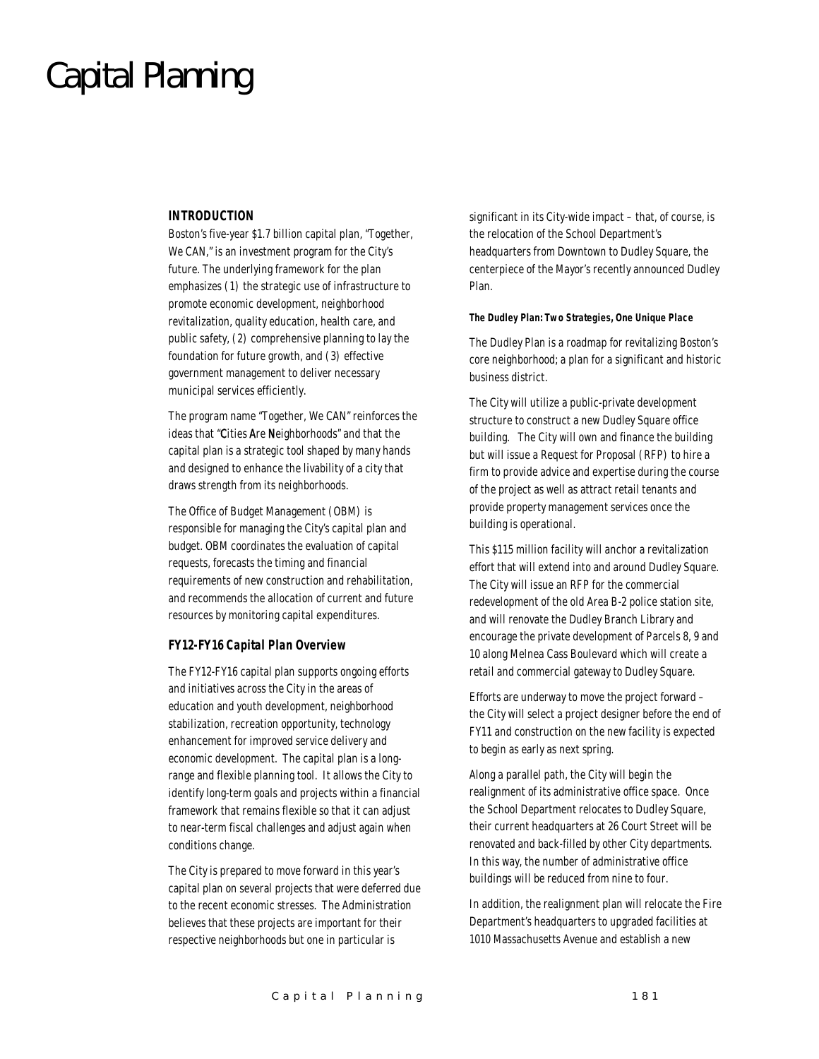# Capital Planning

### INTRODUCTION

Boston's five-year $1.7 billion capital plan, "Together, We CAN," is an investment program for the City's future. The underlying framework for the plan emphasizes (1) the strategic use of infrastructure to promote economic development, neighborhood revitalization, quality education, health care, and public safety, (2) comprehensive planning to lay the foundation for future growth, and (3) effective government management to deliver necessary municipal services efficiently.

The program name "Together, We CAN" reinforces the ideas that "**C**ities **A**re **N**eighborhoods" and that the capital plan is a strategic tool shaped by many hands and designed to enhance the livability of a city that draws strength from its neighborhoods.

The Office of Budget Management (OBM) is responsible for managing the City's capital plan and budget. OBM coordinates the evaluation of capital requests, forecasts the timing and financial requirements of new construction and rehabilitation, and recommends the allocation of current and future resources by monitoring capital expenditures.

### *FY12-FY16 Capital Plan Overview*

The FY12-FY16 capital plan supports ongoing efforts and initiatives across the City in the areas of education and youth development, neighborhood stabilization, recreation opportunity, technology enhancement for improved service delivery and economic development. The capital plan is a long-range and flexible planning tool. It allows the City to identify long-term goals and projects within a financial framework that remains flexible so that it can adjust to near-term fiscal challenges and adjust again when conditions change.

The City is prepared to move forward in this year's capital plan on several projects that were deferred due to the recent economic stresses. The Administration believes that these projects are important for their respective neighborhoods but one in particular is significant in its City-wide impact – that, of course, is the relocation of the School Department's headquarters from Downtown to Dudley Square, the centerpiece of the Mayor's recently announced Dudley Plan.

#### *The Dudley Plan: Two Strategies, One Unique Place*

The Dudley Plan is a roadmap for revitalizing Boston's core neighborhood; a plan for a significant and historic business district.

The City will utilize a public-private development structure to construct a new Dudley Square office building. The City will own and finance the building but will issue a Request for Proposal (RFP) to hire a firm to provide advice and expertise during the course of the project as well as attract retail tenants and provide property management services once the building is operational.

This $115 million facility will anchor a revitalization effort that will extend into and around Dudley Square. The City will issue an RFP for the commercial redevelopment of the old Area B-2 police station site, and will renovate the Dudley Branch Library and encourage the private development of Parcels 8, 9 and 10 along Melnea Cass Boulevard which will create a retail and commercial gateway to Dudley Square.

Efforts are underway to move the project forward – the City will select a project designer before the end of FY11 and construction on the new facility is expected to begin as early as next spring.

Along a parallel path, the City will begin the realignment of its administrative office space. Once the School Department relocates to Dudley Square, their current headquarters at 26 Court Street will be renovated and back-filled by other City departments. In this way, the number of administrative office buildings will be reduced from nine to four.

In addition, the realignment plan will relocate the Fire Department's headquarters to upgraded facilities at 1010 Massachusetts Avenue and establish a new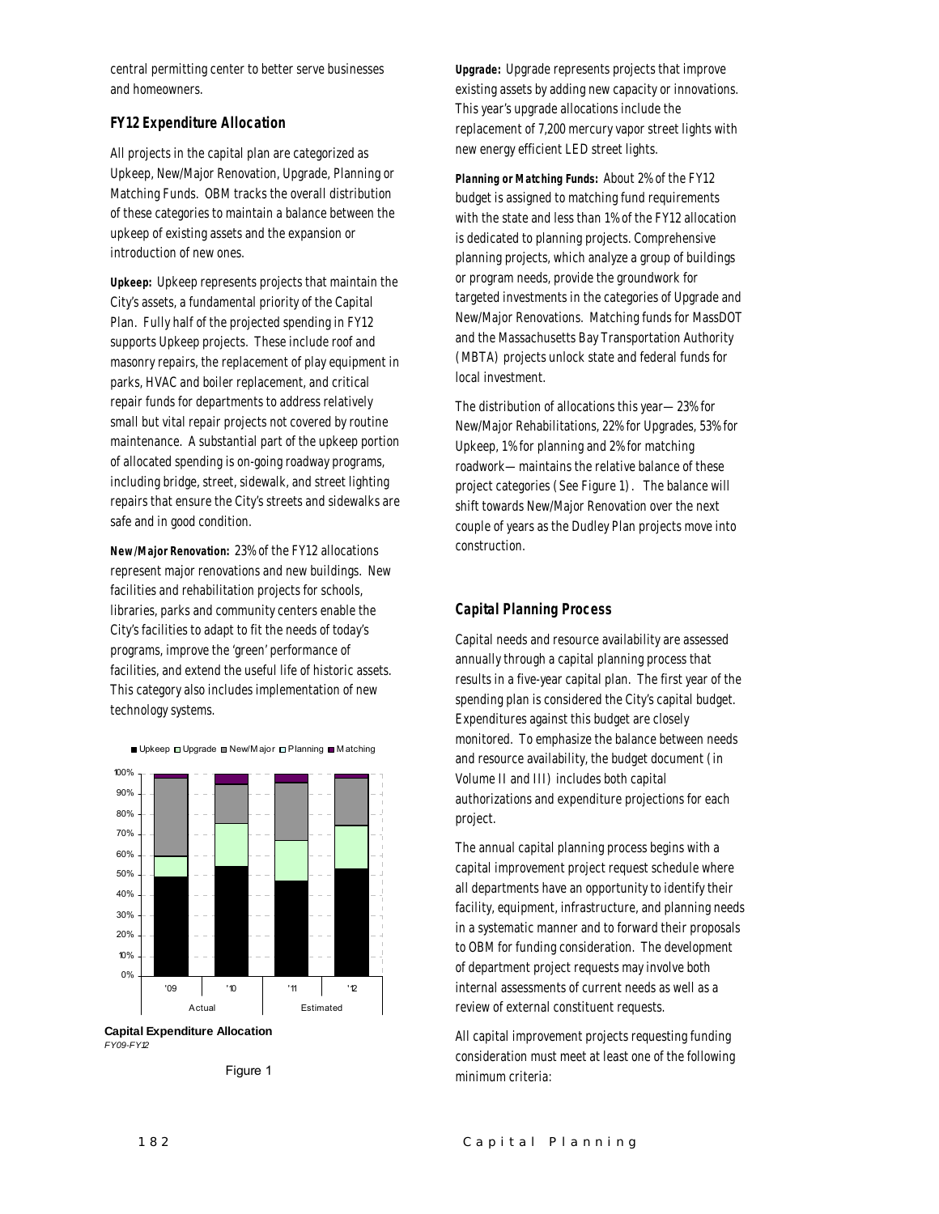central permitting center to better serve businesses and homeowners.

### FY12 Expenditure Allocation

All projects in the capital plan are categorized as Upkeep, New/Major Renovation, Upgrade, Planning or Matching Funds. OBM tracks the overall distribution of these categories to maintain a balance between the upkeep of existing assets and the expansion or introduction of new ones.

**Upkeep:** Upkeep represents projects that maintain the City's assets, a fundamental priority of the Capital Plan. Fully half of the projected spending in FY12 supports Upkeep projects. These include roof and masonry repairs, the replacement of play equipment in parks, HVAC and boiler replacement, and critical repair funds for departments to address relatively small but vital repair projects not covered by routine maintenance. A substantial part of the upkeep portion of allocated spending is on-going roadway programs, including bridge, street, sidewalk, and street lighting repairs that ensure the City's streets and sidewalks are safe and in good condition.

**New/Major Renovation:** 23% of the FY12 allocations represent major renovations and new buildings. New facilities and rehabilitation projects for schools, libraries, parks and community centers enable the City's facilities to adapt to fit the needs of today's programs, improve the 'green' performance of facilities, and extend the useful life of historic assets. This category also includes implementation of new technology systems.

■ Upkeep □ Upgrade ■ New/Major □ Planning ■ Matching

**Capital Expenditure Allocation**
*FY09-FY12*

Figure 1

**Upgrade:** Upgrade represents projects that improve existing assets by adding new capacity or innovations. This year's upgrade allocations include the replacement of 7,200 mercury vapor street lights with new energy efficient LED street lights.

**Planning or Matching Funds:** About 2% of the FY12 budget is assigned to matching fund requirements with the state and less than 1% of the FY12 allocation is dedicated to planning projects. Comprehensive planning projects, which analyze a group of buildings or program needs, provide the groundwork for targeted investments in the categories of Upgrade and New/Major Renovations. Matching funds for MassDOT and the Massachusetts Bay Transportation Authority (MBTA) projects unlock state and federal funds for local investment.

The distribution of allocations this year—23% for New/Major Rehabilitations, 22% for Upgrades, 53% for Upkeep, 1% for planning and 2% for matching roadwork—maintains the relative balance of these project categories (See Figure 1). The balance will shift towards New/Major Renovation over the next couple of years as the Dudley Plan projects move into construction.

### Capital Planning Process

Capital needs and resource availability are assessed annually through a capital planning process that results in a five-year capital plan. The first year of the spending plan is considered the City's capital budget. Expenditures against this budget are closely monitored. To emphasize the balance between needs and resource availability, the budget document (in Volume II and III) includes both capital authorizations and expenditure projections for each project.

The annual capital planning process begins with a capital improvement project request schedule where all departments have an opportunity to identify their facility, equipment, infrastructure, and planning needs in a systematic manner and to forward their proposals to OBM for funding consideration. The development of department project requests may involve both internal assessments of current needs as well as a review of external constituent requests.

All capital improvement projects requesting funding consideration must meet at least one of the following minimum criteria: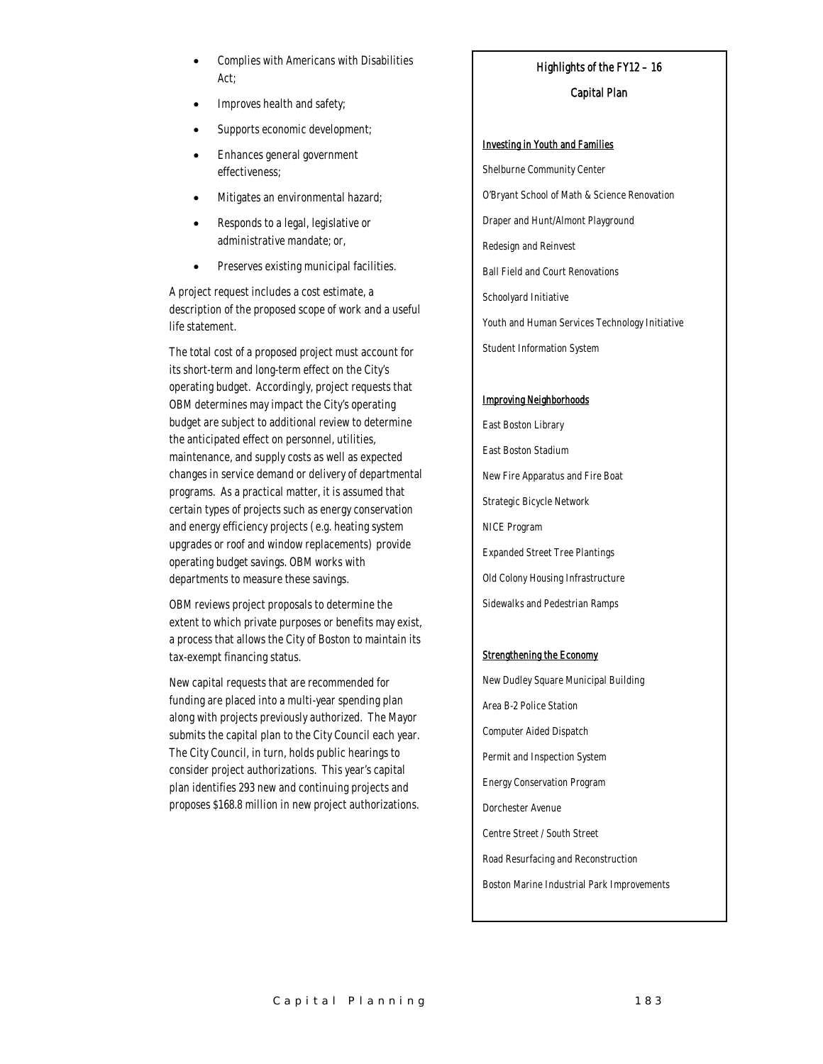- Complies with Americans with Disabilities Act;
- Improves health and safety;
- Supports economic development;
- Enhances general government effectiveness;
- Mitigates an environmental hazard;
- Responds to a legal, legislative or administrative mandate; or,
- Preserves existing municipal facilities.

A project request includes a cost estimate, a description of the proposed scope of work and a useful life statement.

The total cost of a proposed project must account for its short-term and long-term effect on the City's operating budget. Accordingly, project requests that OBM determines may impact the City's operating budget are subject to additional review to determine the anticipated effect on personnel, utilities, maintenance, and supply costs as well as expected changes in service demand or delivery of departmental programs. As a practical matter, it is assumed that certain types of projects such as energy conservation and energy efficiency projects (e.g. heating system upgrades or roof and window replacements) provide operating budget savings. OBM works with departments to measure these savings.

OBM reviews project proposals to determine the extent to which private purposes or benefits may exist, a process that allows the City of Boston to maintain its tax-exempt financing status.

New capital requests that are recommended for funding are placed into a multi-year spending plan along with projects previously authorized. The Mayor submits the capital plan to the City Council each year. The City Council, in turn, holds public hearings to consider project authorizations. This year's capital plan identifies 293 new and continuing projects and proposes $168.8 million in new project authorizations.

### Highlights of the FY12 – 16 Capital Plan

**Investing in Youth and Families**

Shelburne Community Center

O'Bryant School of Math & Science Renovation

Draper and Hunt/Almont Playground

Redesign and Reinvest

Ball Field and Court Renovations

Schoolyard Initiative

Youth and Human Services Technology Initiative

Student Information System

**Improving Neighborhoods**

East Boston Library

East Boston Stadium

New Fire Apparatus and Fire Boat

Strategic Bicycle Network

NICE Program

Expanded Street Tree Plantings

Old Colony Housing Infrastructure

Sidewalks and Pedestrian Ramps

**Strengthening the Economy**

New Dudley Square Municipal Building

Area B-2 Police Station

Computer Aided Dispatch

Permit and Inspection System

Energy Conservation Program

Dorchester Avenue

Centre Street / South Street

Road Resurfacing and Reconstruction

Boston Marine Industrial Park Improvements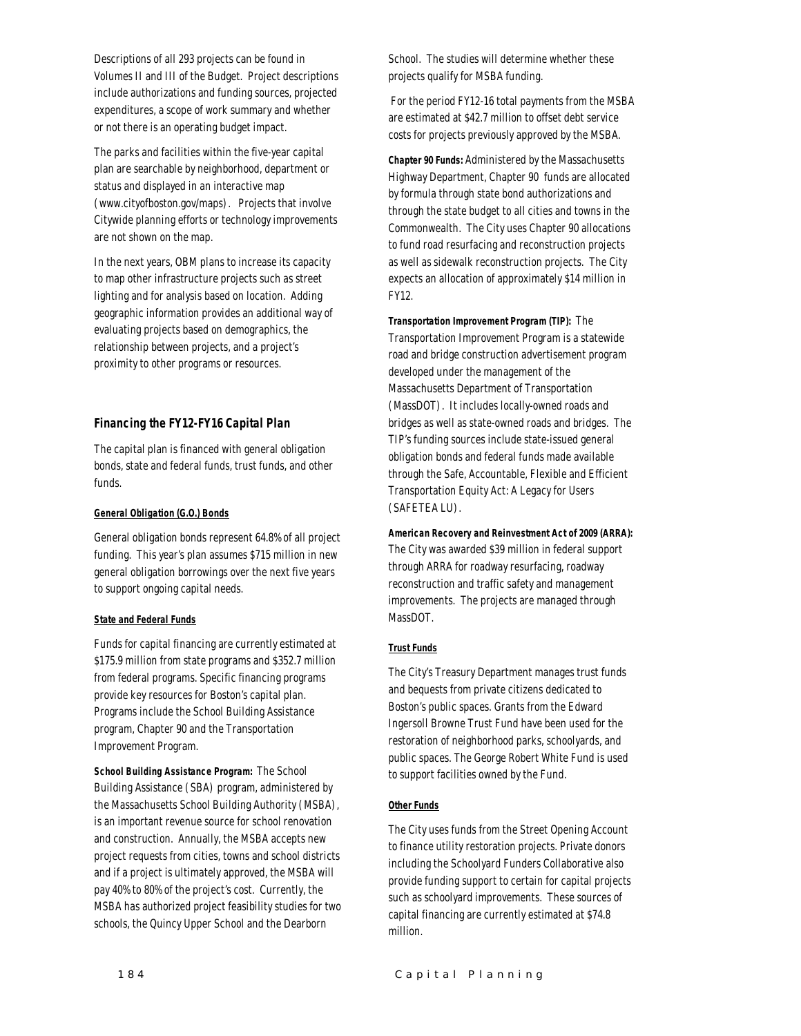Descriptions of all 293 projects can be found in Volumes II and III of the Budget. Project descriptions include authorizations and funding sources, projected expenditures, a scope of work summary and whether or not there is an operating budget impact.

The parks and facilities within the five-year capital plan are searchable by neighborhood, department or status and displayed in an interactive map (www.cityofboston.gov/maps). Projects that involve Citywide planning efforts or technology improvements are not shown on the map.

In the next years, OBM plans to increase its capacity to map other infrastructure projects such as street lighting and for analysis based on location. Adding geographic information provides an additional way of evaluating projects based on demographics, the relationship between projects, and a project's proximity to other programs or resources.

## *Financing the FY12-FY16 Capital Plan*

The capital plan is financed with general obligation bonds, state and federal funds, trust funds, and other funds.

***General Obligation (G.O.) Bonds***

General obligation bonds represent 64.8% of all project funding. This year's plan assumes $715 million in new general obligation borrowings over the next five years to support ongoing capital needs.

***State and Federal Funds***

Funds for capital financing are currently estimated at $175.9 million from state programs and $352.7 million from federal programs. Specific financing programs provide key resources for Boston's capital plan. Programs include the School Building Assistance program, Chapter 90 and the Transportation Improvement Program.

***School Building Assistance Program:*** The School Building Assistance (SBA) program, administered by the Massachusetts School Building Authority (MSBA), is an important revenue source for school renovation and construction. Annually, the MSBA accepts new project requests from cities, towns and school districts and if a project is ultimately approved, the MSBA will pay 40% to 80% of the project's cost. Currently, the MSBA has authorized project feasibility studies for two schools, the Quincy Upper School and the Dearborn School. The studies will determine whether these projects qualify for MSBA funding.

For the period FY12-16 total payments from the MSBA are estimated at $42.7 million to offset debt service costs for projects previously approved by the MSBA.

***Chapter 90 Funds:*** Administered by the Massachusetts Highway Department, Chapter 90 funds are allocated by formula through state bond authorizations and through the state budget to all cities and towns in the Commonwealth. The City uses Chapter 90 allocations to fund road resurfacing and reconstruction projects as well as sidewalk reconstruction projects. The City expects an allocation of approximately $14 million in FY12.

***Transportation Improvement Program (TIP):*** The Transportation Improvement Program is a statewide road and bridge construction advertisement program developed under the management of the Massachusetts Department of Transportation (MassDOT). It includes locally-owned roads and bridges as well as state-owned roads and bridges. The TIP's funding sources include state-issued general obligation bonds and federal funds made available through the Safe, Accountable, Flexible and Efficient Transportation Equity Act: A Legacy for Users (SAFETEA LU).

***American Recovery and Reinvestment Act of 2009 (ARRA):*** The City was awarded $39 million in federal support through ARRA for roadway resurfacing, roadway reconstruction and traffic safety and management improvements. The projects are managed through MassDOT.

***Trust Funds***

The City's Treasury Department manages trust funds and bequests from private citizens dedicated to Boston's public spaces. Grants from the Edward Ingersoll Browne Trust Fund have been used for the restoration of neighborhood parks, schoolyards, and public spaces. The George Robert White Fund is used to support facilities owned by the Fund.

***Other Funds***

The City uses funds from the Street Opening Account to finance utility restoration projects. Private donors including the Schoolyard Funders Collaborative also provide funding support to certain for capital projects such as schoolyard improvements. These sources of capital financing are currently estimated at $74.8 million.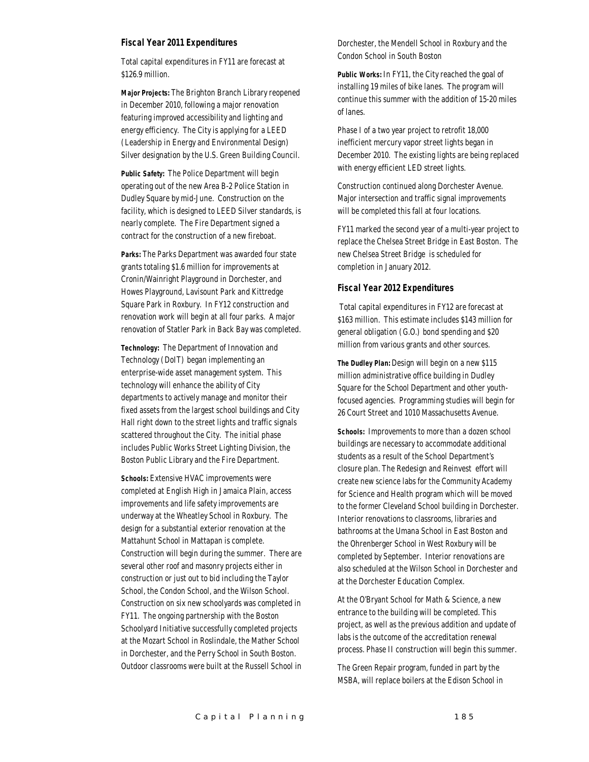### Fiscal Year 2011 Expenditures

Total capital expenditures in FY11 are forecast at $126.9 million.

**Major Projects:** The Brighton Branch Library reopened in December 2010, following a major renovation featuring improved accessibility and lighting and energy efficiency. The City is applying for a LEED (Leadership in Energy and Environmental Design) Silver designation by the U.S. Green Building Council.

**Public Safety:** The Police Department will begin operating out of the new Area B-2 Police Station in Dudley Square by mid-June. Construction on the facility, which is designed to LEED Silver standards, is nearly complete. The Fire Department signed a contract for the construction of a new fireboat.

**Parks:** The Parks Department was awarded four state grants totaling $1.6 million for improvements at Cronin/Wainright Playground in Dorchester, and Howes Playground, Lavisount Park and Kittredge Square Park in Roxbury. In FY12 construction and renovation work will begin at all four parks. A major renovation of Statler Park in Back Bay was completed.

**Technology:** The Department of Innovation and Technology (DoIT) began implementing an enterprise-wide asset management system. This technology will enhance the ability of City departments to actively manage and monitor their fixed assets from the largest school buildings and City Hall right down to the street lights and traffic signals scattered throughout the City. The initial phase includes Public Works Street Lighting Division, the Boston Public Library and the Fire Department.

**Schools:** Extensive HVAC improvements were completed at English High in Jamaica Plain, access improvements and life safety improvements are underway at the Wheatley School in Roxbury. The design for a substantial exterior renovation at the Mattahunt School in Mattapan is complete. Construction will begin during the summer. There are several other roof and masonry projects either in construction or just out to bid including the Taylor School, the Condon School, and the Wilson School. Construction on six new schoolyards was completed in FY11. The ongoing partnership with the Boston Schoolyard Initiative successfully completed projects at the Mozart School in Roslindale, the Mather School in Dorchester, and the Perry School in South Boston. Outdoor classrooms were built at the Russell School in Dorchester, the Mendell School in Roxbury and the Condon School in South Boston

**Public Works:** In FY11, the City reached the goal of installing 19 miles of bike lanes. The program will continue this summer with the addition of 15-20 miles of lanes.

Phase I of a two year project to retrofit 18,000 inefficient mercury vapor street lights began in December 2010. The existing lights are being replaced with energy efficient LED street lights.

Construction continued along Dorchester Avenue. Major intersection and traffic signal improvements will be completed this fall at four locations.

FY11 marked the second year of a multi-year project to replace the Chelsea Street Bridge in East Boston. The new Chelsea Street Bridge is scheduled for completion in January 2012.

### Fiscal Year 2012 Expenditures

Total capital expenditures in FY12 are forecast at $163 million. This estimate includes $143 million for general obligation (G.O.) bond spending and $20 million from various grants and other sources.

**The Dudley Plan:** Design will begin on a new $115 million administrative office building in Dudley Square for the School Department and other youth-focused agencies. Programming studies will begin for 26 Court Street and 1010 Massachusetts Avenue.

**Schools:** Improvements to more than a dozen school buildings are necessary to accommodate additional students as a result of the School Department's closure plan. The Redesign and Reinvest effort will create new science labs for the Community Academy for Science and Health program which will be moved to the former Cleveland School building in Dorchester. Interior renovations to classrooms, libraries and bathrooms at the Umana School in East Boston and the Ohrenberger School in West Roxbury will be completed by September. Interior renovations are also scheduled at the Wilson School in Dorchester and at the Dorchester Education Complex.

At the O'Bryant School for Math & Science, a new entrance to the building will be completed. This project, as well as the previous addition and update of labs is the outcome of the accreditation renewal process. Phase II construction will begin this summer.

The Green Repair program, funded in part by the MSBA, will replace boilers at the Edison School in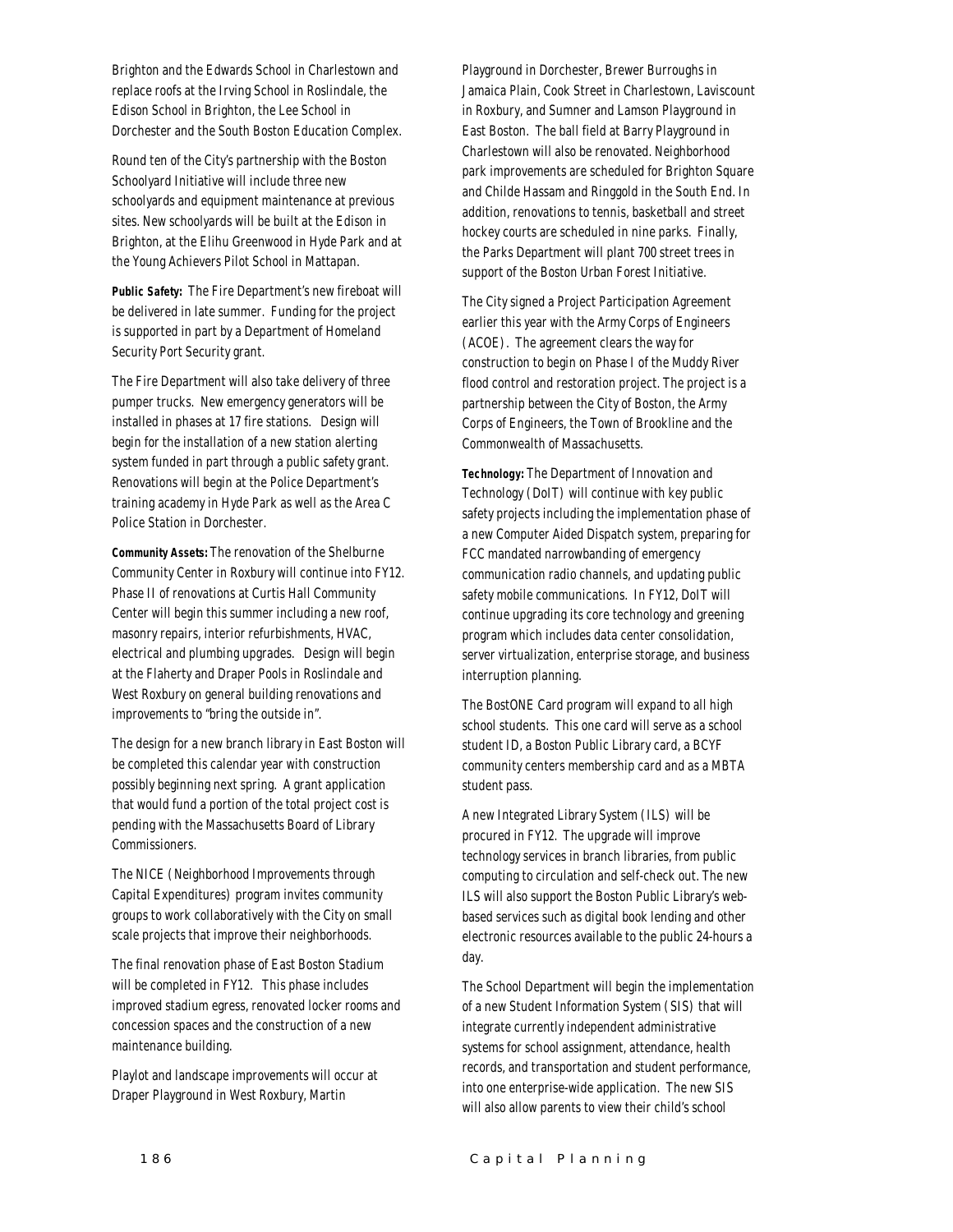Brighton and the Edwards School in Charlestown and replace roofs at the Irving School in Roslindale, the Edison School in Brighton, the Lee School in Dorchester and the South Boston Education Complex.

Round ten of the City's partnership with the Boston Schoolyard Initiative will include three new schoolyards and equipment maintenance at previous sites. New schoolyards will be built at the Edison in Brighton, at the Elihu Greenwood in Hyde Park and at the Young Achievers Pilot School in Mattapan.

**Public Safety:** The Fire Department's new fireboat will be delivered in late summer. Funding for the project is supported in part by a Department of Homeland Security Port Security grant.

The Fire Department will also take delivery of three pumper trucks. New emergency generators will be installed in phases at 17 fire stations. Design will begin for the installation of a new station alerting system funded in part through a public safety grant. Renovations will begin at the Police Department's training academy in Hyde Park as well as the Area C Police Station in Dorchester.

**Community Assets:** The renovation of the Shelburne Community Center in Roxbury will continue into FY12. Phase II of renovations at Curtis Hall Community Center will begin this summer including a new roof, masonry repairs, interior refurbishments, HVAC, electrical and plumbing upgrades. Design will begin at the Flaherty and Draper Pools in Roslindale and West Roxbury on general building renovations and improvements to "bring the outside in".

The design for a new branch library in East Boston will be completed this calendar year with construction possibly beginning next spring. A grant application that would fund a portion of the total project cost is pending with the Massachusetts Board of Library Commissioners.

The NICE (Neighborhood Improvements through Capital Expenditures) program invites community groups to work collaboratively with the City on small scale projects that improve their neighborhoods.

The final renovation phase of East Boston Stadium will be completed in FY12. This phase includes improved stadium egress, renovated locker rooms and concession spaces and the construction of a new maintenance building.

Playlot and landscape improvements will occur at Draper Playground in West Roxbury, Martin Playground in Dorchester, Brewer Burroughs in Jamaica Plain, Cook Street in Charlestown, Laviscount in Roxbury, and Sumner and Lamson Playground in East Boston. The ball field at Barry Playground in Charlestown will also be renovated. Neighborhood park improvements are scheduled for Brighton Square and Childe Hassam and Ringgold in the South End. In addition, renovations to tennis, basketball and street hockey courts are scheduled in nine parks. Finally, the Parks Department will plant 700 street trees in support of the Boston Urban Forest Initiative.

The City signed a Project Participation Agreement earlier this year with the Army Corps of Engineers (ACOE). The agreement clears the way for construction to begin on Phase I of the Muddy River flood control and restoration project. The project is a partnership between the City of Boston, the Army Corps of Engineers, the Town of Brookline and the Commonwealth of Massachusetts.

**Technology:** The Department of Innovation and Technology (DoIT) will continue with key public safety projects including the implementation phase of a new Computer Aided Dispatch system, preparing for FCC mandated narrowbanding of emergency communication radio channels, and updating public safety mobile communications. In FY12, DoIT will continue upgrading its core technology and greening program which includes data center consolidation, server virtualization, enterprise storage, and business interruption planning.

The BostONE Card program will expand to all high school students. This one card will serve as a school student ID, a Boston Public Library card, a BCYF community centers membership card and as a MBTA student pass.

A new Integrated Library System (ILS) will be procured in FY12. The upgrade will improve technology services in branch libraries, from public computing to circulation and self-check out. The new ILS will also support the Boston Public Library's web-based services such as digital book lending and other electronic resources available to the public 24-hours a day.

The School Department will begin the implementation of a new Student Information System (SIS) that will integrate currently independent administrative systems for school assignment, attendance, health records, and transportation and student performance, into one enterprise-wide application. The new SIS will also allow parents to view their child's school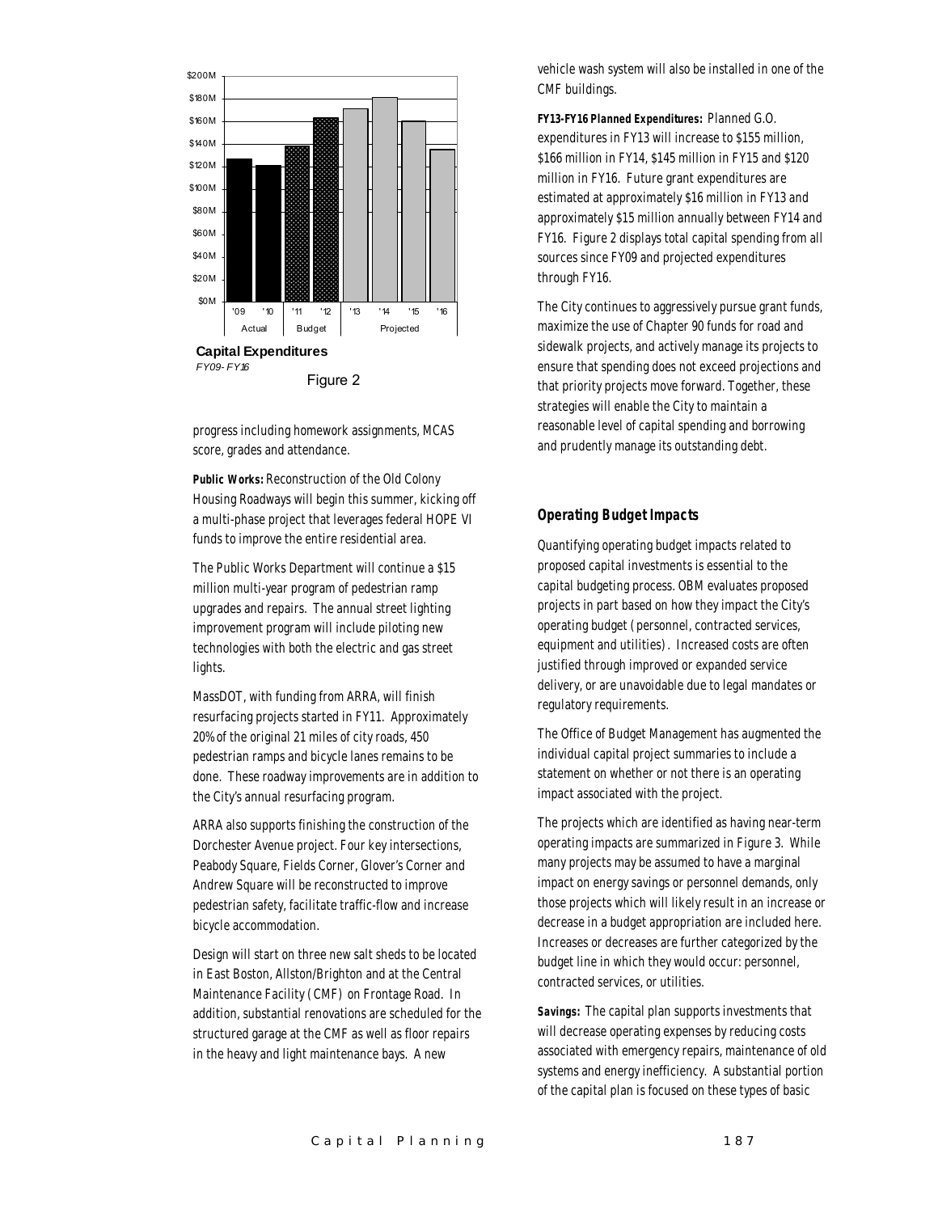Capital Expenditures

*FY09- FY16*

Figure 2

progress including homework assignments, MCAS score, grades and attendance.

**Public Works:** Reconstruction of the Old Colony Housing Roadways will begin this summer, kicking off a multi-phase project that leverages federal HOPE VI funds to improve the entire residential area.

The Public Works Department will continue a $15 million multi-year program of pedestrian ramp upgrades and repairs. The annual street lighting improvement program will include piloting new technologies with both the electric and gas street lights.

MassDOT, with funding from ARRA, will finish resurfacing projects started in FY11. Approximately 20% of the original 21 miles of city roads, 450 pedestrian ramps and bicycle lanes remains to be done. These roadway improvements are in addition to the City's annual resurfacing program.

ARRA also supports finishing the construction of the Dorchester Avenue project. Four key intersections, Peabody Square, Fields Corner, Glover's Corner and Andrew Square will be reconstructed to improve pedestrian safety, facilitate traffic-flow and increase bicycle accommodation.

Design will start on three new salt sheds to be located in East Boston, Allston/Brighton and at the Central Maintenance Facility (CMF) on Frontage Road. In addition, substantial renovations are scheduled for the structured garage at the CMF as well as floor repairs in the heavy and light maintenance bays. A new vehicle wash system will also be installed in one of the CMF buildings.

**FY13-FY16 Planned Expenditures:** Planned G.O. expenditures in FY13 will increase to $155 million, $166 million in FY14, $145 million in FY15 and $120 million in FY16. Future grant expenditures are estimated at approximately $16 million in FY13 and approximately $15 million annually between FY14 and FY16. Figure 2 displays total capital spending from all sources since FY09 and projected expenditures through FY16.

The City continues to aggressively pursue grant funds, maximize the use of Chapter 90 funds for road and sidewalk projects, and actively manage its projects to ensure that spending does not exceed projections and that priority projects move forward. Together, these strategies will enable the City to maintain a reasonable level of capital spending and borrowing and prudently manage its outstanding debt.

### Operating Budget Impacts

Quantifying operating budget impacts related to proposed capital investments is essential to the capital budgeting process. OBM evaluates proposed projects in part based on how they impact the City's operating budget (personnel, contracted services, equipment and utilities). Increased costs are often justified through improved or expanded service delivery, or are unavoidable due to legal mandates or regulatory requirements.

The Office of Budget Management has augmented the individual capital project summaries to include a statement on whether or not there is an operating impact associated with the project.

The projects which are identified as having near-term operating impacts are summarized in Figure 3. While many projects may be assumed to have a marginal impact on energy savings or personnel demands, only those projects which will likely result in an increase or decrease in a budget appropriation are included here. Increases or decreases are further categorized by the budget line in which they would occur: personnel, contracted services, or utilities.

**Savings:** The capital plan supports investments that will decrease operating expenses by reducing costs associated with emergency repairs, maintenance of old systems and energy inefficiency. A substantial portion of the capital plan is focused on these types of basic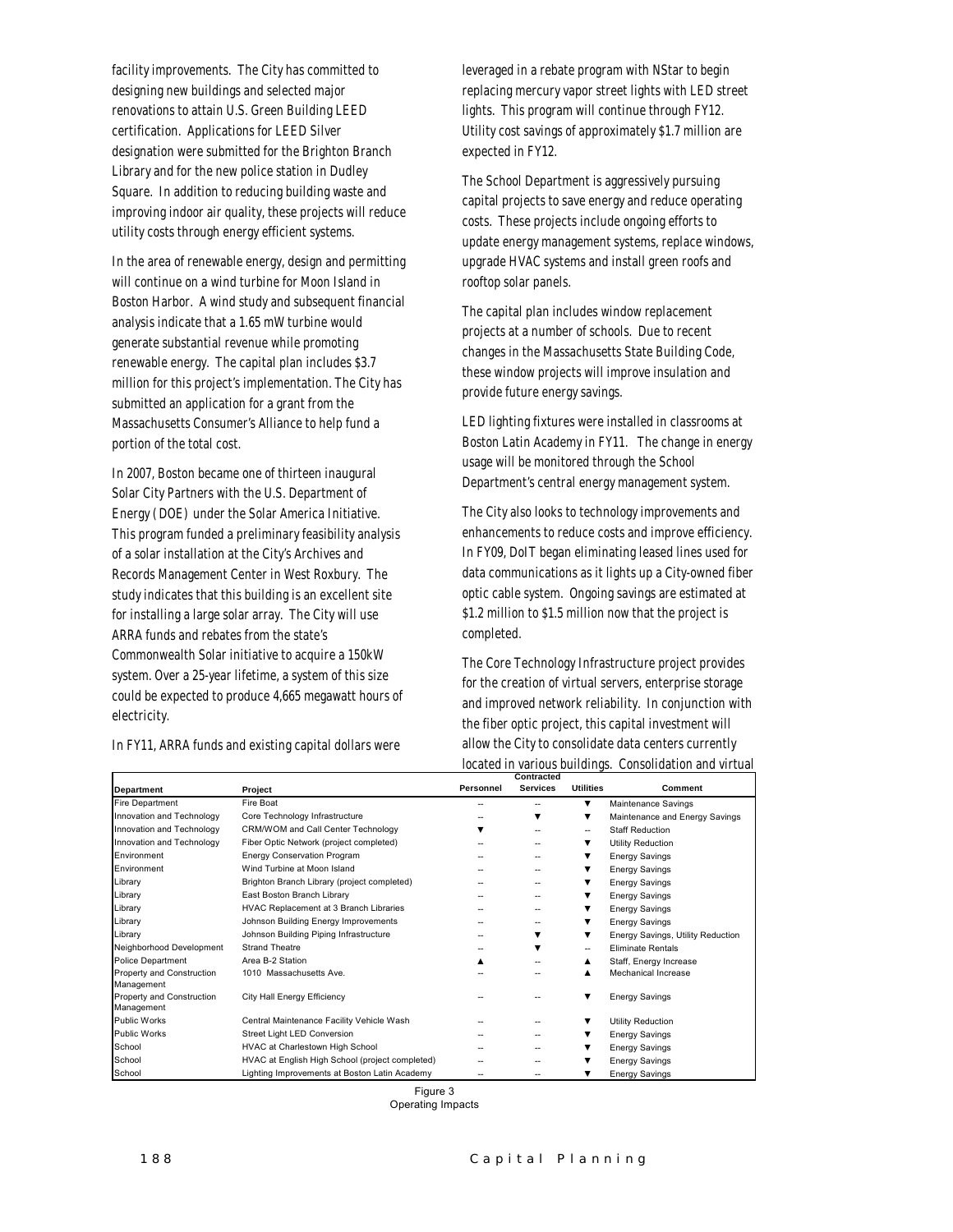facility improvements. The City has committed to designing new buildings and selected major renovations to attain U.S. Green Building LEED certification. Applications for LEED Silver designation were submitted for the Brighton Branch Library and for the new police station in Dudley Square. In addition to reducing building waste and improving indoor air quality, these projects will reduce utility costs through energy efficient systems.

In the area of renewable energy, design and permitting will continue on a wind turbine for Moon Island in Boston Harbor. A wind study and subsequent financial analysis indicate that a 1.65 mW turbine would generate substantial revenue while promoting renewable energy. The capital plan includes $3.7 million for this project's implementation. The City has submitted an application for a grant from the Massachusetts Consumer's Alliance to help fund a portion of the total cost.

In 2007, Boston became one of thirteen inaugural Solar City Partners with the U.S. Department of Energy (DOE) under the Solar America Initiative. This program funded a preliminary feasibility analysis of a solar installation at the City's Archives and Records Management Center in West Roxbury. The study indicates that this building is an excellent site for installing a large solar array. The City will use ARRA funds and rebates from the state's Commonwealth Solar initiative to acquire a 150kW system. Over a 25-year lifetime, a system of this size could be expected to produce 4,665 megawatt hours of electricity.

In FY11, ARRA funds and existing capital dollars were leveraged in a rebate program with NStar to begin replacing mercury vapor street lights with LED street lights. This program will continue through FY12. Utility cost savings of approximately $1.7 million are expected in FY12.

The School Department is aggressively pursuing capital projects to save energy and reduce operating costs. These projects include ongoing efforts to update energy management systems, replace windows, upgrade HVAC systems and install green roofs and rooftop solar panels.

The capital plan includes window replacement projects at a number of schools. Due to recent changes in the Massachusetts State Building Code, these window projects will improve insulation and provide future energy savings.

LED lighting fixtures were installed in classrooms at Boston Latin Academy in FY11. The change in energy usage will be monitored through the School Department's central energy management system.

The City also looks to technology improvements and enhancements to reduce costs and improve efficiency. In FY09, DoIT began eliminating leased lines used for data communications as it lights up a City-owned fiber optic cable system. Ongoing savings are estimated at $1.2 million to $1.5 million now that the project is completed.

The Core Technology Infrastructure project provides for the creation of virtual servers, enterprise storage and improved network reliability. In conjunction with the fiber optic project, this capital investment will allow the City to consolidate data centers currently located in various buildings. Consolidation and virtual

| Department | Project | Personnel | Contracted Services | Utilities | Comment |
|---|---|---|---|---|---|
| Fire Department | Fire Boat | -- | -- | ▼ | Maintenance Savings |
| Innovation and Technology | Core Technology Infrastructure | -- | ▼ | ▼ | Maintenance and Energy Savings |
| Innovation and Technology | CRM/WOM and Call Center Technology | ▼ | -- | -- | Staff Reduction |
| Innovation and Technology | Fiber Optic Network (project completed) | -- | -- | ▼ | Utility Reduction |
| Environment | Energy Conservation Program | -- | -- | ▼ | Energy Savings |
| Environment | Wind Turbine at Moon Island | -- | -- | ▼ | Energy Savings |
| Library | Brighton Branch Library (project completed) | -- | -- | ▼ | Energy Savings |
| Library | East Boston Branch Library | -- | -- | ▼ | Energy Savings |
| Library | HVAC Replacement at 3 Branch Libraries | -- | -- | ▼ | Energy Savings |
| Library | Johnson Building Energy Improvements | -- | -- | ▼ | Energy Savings |
| Library | Johnson Building Piping Infrastructure | -- | ▼ | ▼ | Energy Savings, Utility Reduction |
| Neighborhood Development | Strand Theatre | -- | ▼ | -- | Eliminate Rentals |
| Police Department | Area B-2 Station | ▲ | -- | ▲ | Staff, Energy Increase |
| Property and Construction Management | 1010 Massachusetts Ave. | -- | -- | ▲ | Mechanical Increase |
| Property and Construction Management | City Hall Energy Efficiency | -- | -- | ▼ | Energy Savings |
| Public Works | Central Maintenance Facility Vehicle Wash | -- | -- | ▼ | Utility Reduction |
| Public Works | Street Light LED Conversion | -- | -- | ▼ | Energy Savings |
| School | HVAC at Charlestown High School | -- | -- | ▼ | Energy Savings |
| School | HVAC at English High School (project completed) | -- | -- | ▼ | Energy Savings |
| School | Lighting Improvements at Boston Latin Academy | -- | -- | ▼ | Energy Savings |

Figure 3
Operating Impacts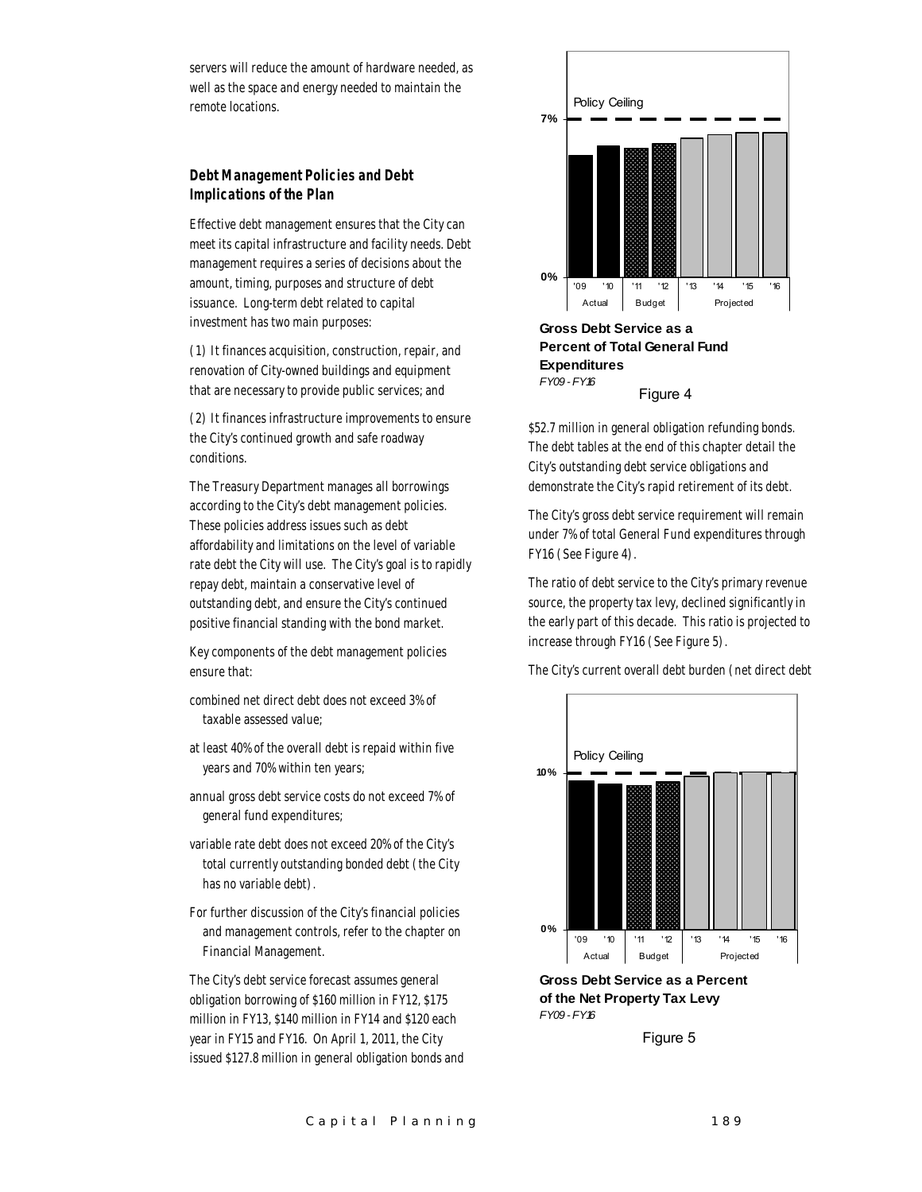servers will reduce the amount of hardware needed, as well as the space and energy needed to maintain the remote locations.

### Debt Management Policies and Debt Implications of the Plan

Effective debt management ensures that the City can meet its capital infrastructure and facility needs. Debt management requires a series of decisions about the amount, timing, purposes and structure of debt issuance. Long-term debt related to capital investment has two main purposes:

(1) It finances acquisition, construction, repair, and renovation of City-owned buildings and equipment that are necessary to provide public services; and

(2) It finances infrastructure improvements to ensure the City's continued growth and safe roadway conditions.

The Treasury Department manages all borrowings according to the City's debt management policies. These policies address issues such as debt affordability and limitations on the level of variable rate debt the City will use. The City's goal is to rapidly repay debt, maintain a conservative level of outstanding debt, and ensure the City's continued positive financial standing with the bond market.

Key components of the debt management policies ensure that:

- combined net direct debt does not exceed 3% of taxable assessed value;
- at least 40% of the overall debt is repaid within five years and 70% within ten years;
- annual gross debt service costs do not exceed 7% of general fund expenditures;
- variable rate debt does not exceed 20% of the City's total currently outstanding bonded debt (the City has no variable debt).
- For further discussion of the City's financial policies and management controls, refer to the chapter on Financial Management.

The City's debt service forecast assumes general obligation borrowing of $160 million in FY12, $175 million in FY13, $140 million in FY14 and $120 each year in FY15 and FY16. On April 1, 2011, the City issued $127.8 million in general obligation bonds and $52.7 million in general obligation refunding bonds. The debt tables at the end of this chapter detail the City's outstanding debt service obligations and demonstrate the City's rapid retirement of its debt.

The City's gross debt service requirement will remain under 7% of total General Fund expenditures through FY16 (See Figure 4).

The ratio of debt service to the City's primary revenue source, the property tax levy, declined significantly in the early part of this decade. This ratio is projected to increase through FY16 (See Figure 5).

The City's current overall debt burden (net direct debt

**Gross Debt Service as a Percent of Total General Fund Expenditures**
*FY09 - FY16*

Figure 4

**Gross Debt Service as a Percent of the Net Property Tax Levy**
*FY09 - FY16*

Figure 5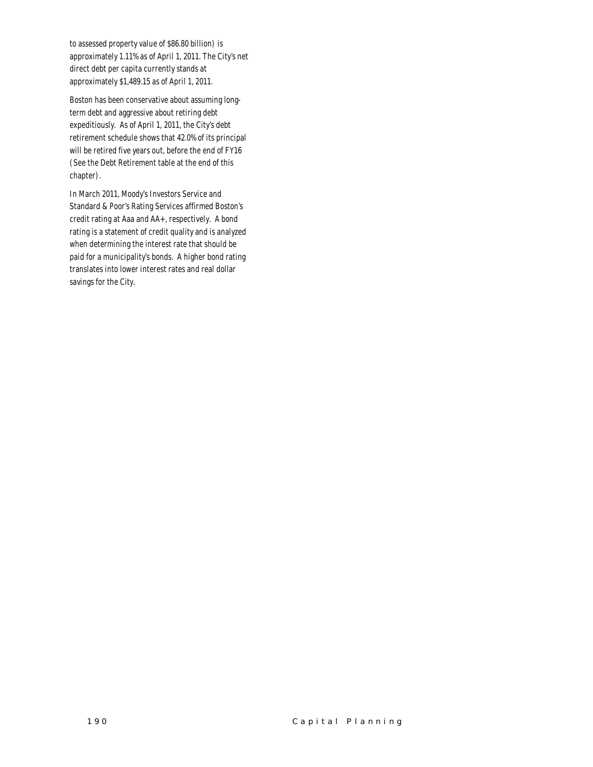to assessed property value of $86.80 billion) is approximately 1.11% as of April 1, 2011. The City's net direct debt per capita currently stands at approximately $1,489.15 as of April 1, 2011.

Boston has been conservative about assuming long-term debt and aggressive about retiring debt expeditiously. As of April 1, 2011, the City's debt retirement schedule shows that 42.0% of its principal will be retired five years out, before the end of FY16 (See the Debt Retirement table at the end of this chapter).

In March 2011, Moody's Investors Service and Standard & Poor's Rating Services affirmed Boston's credit rating at Aaa and AA+, respectively. A bond rating is a statement of credit quality and is analyzed when determining the interest rate that should be paid for a municipality's bonds. A higher bond rating translates into lower interest rates and real dollar savings for the City.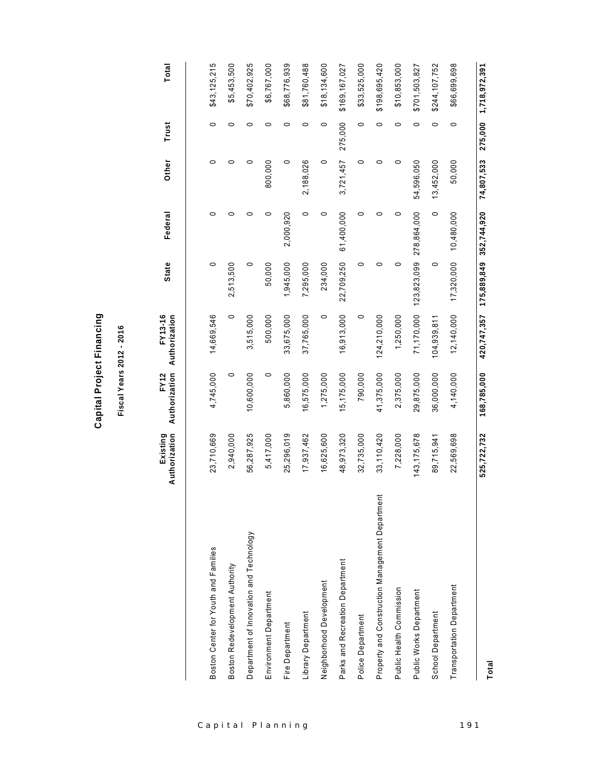# Capital Project Financing

## Fiscal Years 2012 - 2016

| | Existing Authorization | FY12 Authorization | FY13-16 Authorization | State | Federal | Other | Trust | Total |
|---|---|---|---|---|---|---|---|---|
| Boston Center for Youth and Families | 23,710,669 | 4,745,000 | 14,669,546 | 0 | 0 | 0 | 0 | $43,125,215 |
| Boston Redevelopment Authority | 2,940,000 | 0 | 0 | 2,513,500 | 0 | 0 | 0 | $5,453,500 |
| Department of Innovation and Technology | 56,287,925 | 10,600,000 | 3,515,000 | 0 | 0 | 0 | 0 | $70,402,925 |
| Environment Department | 5,417,000 | 0 | 500,000 | 50,000 | 0 | 800,000 | 0 | $6,767,000 |
| Fire Department | 25,296,019 | 5,860,000 | 33,675,000 | 1,945,000 | 2,000,920 | 0 | 0 | $68,776,939 |
| Library Department | 17,937,462 | 16,575,000 | 37,765,000 | 7,295,000 | 0 | 2,188,026 | 0 | $81,760,488 |
| Neighborhood Development | 16,625,600 | 1,275,000 | 0 | 234,000 | 0 | 0 | 0 | $18,134,600 |
| Parks and Recreation Department | 48,973,320 | 15,175,000 | 16,913,000 | 22,709,250 | 61,400,000 | 3,721,457 | 275,000 | $169,167,027 |
| Police Department | 32,735,000 | 790,000 | 0 | 0 | 0 | 0 | 0 | $33,525,000 |
| Property and Construction Management Department | 33,110,420 | 41,375,000 | 124,210,000 | 0 | 0 | 0 | 0 | $198,695,420 |
| Public Health Commission | 7,228,000 | 2,375,000 | 1,250,000 | 0 | 0 | 0 | 0 | $10,853,000 |
| Public Works Department | 143,175,678 | 29,875,000 | 71,170,000 | 123,823,099 | 278,864,000 | 54,596,050 | 0 | $701,503,827 |
| School Department | 89,715,941 | 36,000,000 | 104,939,811 | 0 | 0 | 13,452,000 | 0 | $244,107,752 |
| Transportation Department | 22,569,698 | 4,140,000 | 12,140,000 | 17,320,000 | 10,480,000 | 50,000 | 0 | $66,699,698 |
| **Total** | **525,722,732** | **168,785,000** | **420,747,357** | **175,889,849** | **352,744,920** | **74,807,533** | **275,000** | **1,718,972,391** |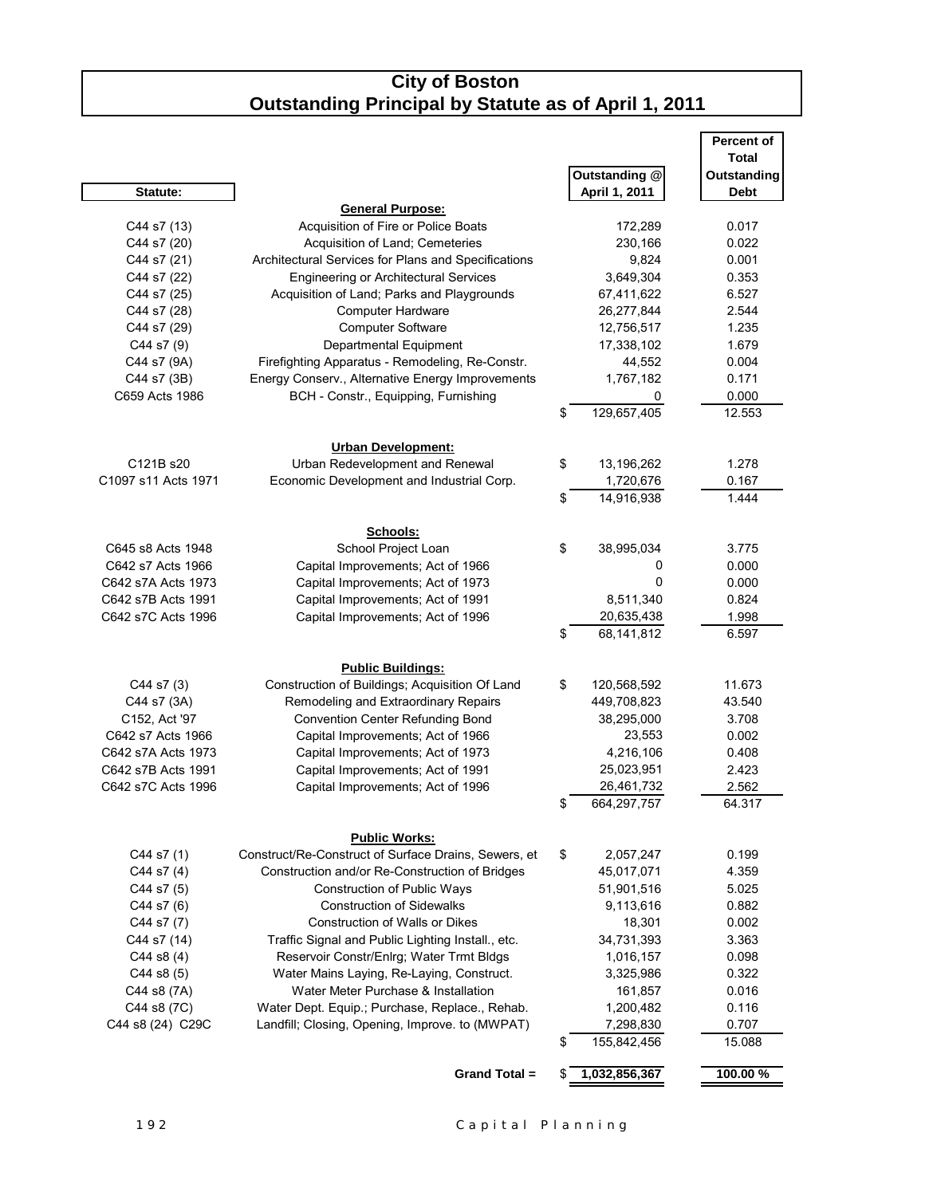# City of Boston
## Outstanding Principal by Statute as of April 1, 2011

| Statute: | | Outstanding @ April 1, 2011 | Percent of Total Outstanding Debt |
|---|---|---|---|
| | **General Purpose:** | | |
| C44 s7 (13) | Acquisition of Fire or Police Boats | 172,289 | 0.017 |
| C44 s7 (20) | Acquisition of Land; Cemeteries | 230,166 | 0.022 |
| C44 s7 (21) | Architectural Services for Plans and Specifications | 9,824 | 0.001 |
| C44 s7 (22) | Engineering or Architectural Services | 3,649,304 | 0.353 |
| C44 s7 (25) | Acquisition of Land; Parks and Playgrounds | 67,411,622 | 6.527 |
| C44 s7 (28) | Computer Hardware | 26,277,844 | 2.544 |
| C44 s7 (29) | Computer Software | 12,756,517 | 1.235 |
| C44 s7 (9) | Departmental Equipment | 17,338,102 | 1.679 |
| C44 s7 (9A) | Firefighting Apparatus - Remodeling, Re-Constr. | 44,552 | 0.004 |
| C44 s7 (3B) | Energy Conserv., Alternative Energy Improvements | 1,767,182 | 0.171 |
| C659 Acts 1986 | BCH - Constr., Equipping, Furnishing | 0 | 0.000 |
| | | $ 129,657,405 | 12.553 |
| | **Urban Development:** | | |
| C121B s20 | Urban Redevelopment and Renewal | $ 13,196,262 | 1.278 |
| C1097 s11 Acts 1971 | Economic Development and Industrial Corp. | 1,720,676 | 0.167 |
| | | $ 14,916,938 | 1.444 |
| | **Schools:** | | |
| C645 s8 Acts 1948 | School Project Loan | $ 38,995,034 | 3.775 |
| C642 s7 Acts 1966 | Capital Improvements; Act of 1966 | 0 | 0.000 |
| C642 s7A Acts 1973 | Capital Improvements; Act of 1973 | 0 | 0.000 |
| C642 s7B Acts 1991 | Capital Improvements; Act of 1991 | 8,511,340 | 0.824 |
| C642 s7C Acts 1996 | Capital Improvements; Act of 1996 | 20,635,438 | 1.998 |
| | | $ 68,141,812 | 6.597 |
| | **Public Buildings:** | | |
| C44 s7 (3) | Construction of Buildings; Acquisition Of Land | $ 120,568,592 | 11.673 |
| C44 s7 (3A) | Remodeling and Extraordinary Repairs | 449,708,823 | 43.540 |
| C152, Act '97 | Convention Center Refunding Bond | 38,295,000 | 3.708 |
| C642 s7 Acts 1966 | Capital Improvements; Act of 1966 | 23,553 | 0.002 |
| C642 s7A Acts 1973 | Capital Improvements; Act of 1973 | 4,216,106 | 0.408 |
| C642 s7B Acts 1991 | Capital Improvements; Act of 1991 | 25,023,951 | 2.423 |
| C642 s7C Acts 1996 | Capital Improvements; Act of 1996 | 26,461,732 | 2.562 |
| | | $ 664,297,757 | 64.317 |
| | **Public Works:** | | |
| C44 s7 (1) | Construct/Re-Construct of Surface Drains, Sewers, et | $ 2,057,247 | 0.199 |
| C44 s7 (4) | Construction and/or Re-Construction of Bridges | 45,017,071 | 4.359 |
| C44 s7 (5) | Construction of Public Ways | 51,901,516 | 5.025 |
| C44 s7 (6) | Construction of Sidewalks | 9,113,616 | 0.882 |
| C44 s7 (7) | Construction of Walls or Dikes | 18,301 | 0.002 |
| C44 s7 (14) | Traffic Signal and Public Lighting Install., etc. | 34,731,393 | 3.363 |
| C44 s8 (4) | Reservoir Constr/Enlrg; Water Trmt Bldgs | 1,016,157 | 0.098 |
| C44 s8 (5) | Water Mains Laying, Re-Laying, Construct. | 3,325,986 | 0.322 |
| C44 s8 (7A) | Water Meter Purchase & Installation | 161,857 | 0.016 |
| C44 s8 (7C) | Water Dept. Equip.; Purchase, Replace., Rehab. | 1,200,482 | 0.116 |
| C44 s8 (24) C29C | Landfill; Closing, Opening, Improve. to (MWPAT) | 7,298,830 | 0.707 |
| | | $ 155,842,456 | 15.088 |
| | **Grand Total =** | **$ 1,032,856,367** | **100.00 %** |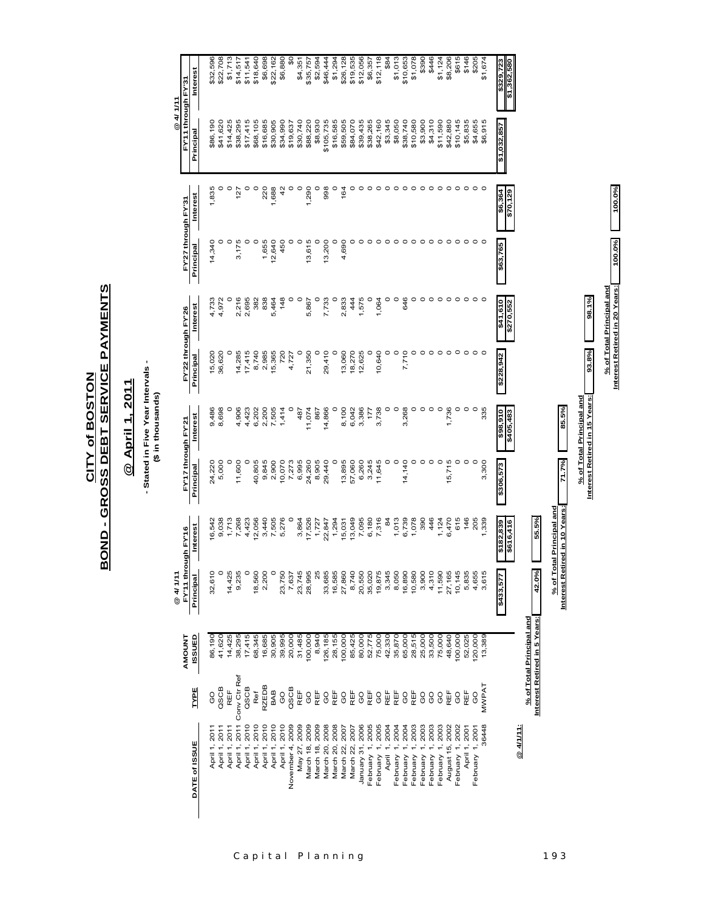# CITY of BOSTON

## BOND - GROSS DEBT SERVICE PAYMENTS

### @ April 1, 2011

**- Stated in Five Year Intervals -**
**($ in thousands)**

| DATE of ISSUE | TYPE | AMOUNT ISSUED | @ 4/ 1/11 FY'11 through FY'16 Principal | FY'11 through FY'16 Interest | FY'17 through FY'21 Principal | FY'17 through FY'21 Interest | FY'22 through FY'26 Principal | FY'22 through FY'26 Interest | FY'27 through FY'31 Principal | FY'27 through FY'31 Interest | @ 4/ 1/11 FY'11 through FY'31 Principal | FY'11 through FY'31 Interest |
|---|---|---|---|---|---|---|---|---|---|---|---|---|
| April 1, 2011 | GO | 86,190 | 32,610 | 16,542 | 24,220 | 9,486 | 15,020 | 4,733 | 14,340 | 1,835 | $86,190 | $32,596 |
| April 1, 2011 | QSCB | 41,620 | 0 | 9,038 | 5,000 | 8,698 | 36,620 | 4,972 | 0 | 0 | $41,620 | $22,708 |
| April 1, 2011 | REF | 14,425 | 14,425 | 1,713 | 0 | 0 | 0 | 0 | 0 | 0 | $14,425 | $1,713 |
| April 1, 2011 | Conv Ctr Ref | 38,295 | 9,235 | 7,268 | 11,600 | 4,906 | 14,285 | 2,216 | 3,175 | 127 | $38,295 | $14,517 |
| April 1, 2010 | QSCB | 17,415 | 0 | 4,423 | 0 | 4,423 | 17,415 | 2,695 | 0 | 0 | $17,415 | $11,541 |
| April 1, 2010 | Ref | 68,345 | 18,560 | 12,056 | 40,805 | 6,202 | 8,740 | 382 | 0 | 0 | $68,105 | $18,640 |
| April 1, 2010 | RZEDB | 16,685 | 2,200 | 3,440 | 9,845 | 2,200 | 2,985 | 838 | 1,655 | 220 | $16,685 | $6,698 |
| April 1, 2010 | BAB | 30,905 | 0 | 7,505 | 2,900 | 7,505 | 15,365 | 5,464 | 12,640 | 1,688 | $30,905 | $22,162 |
| April 1, 2010 | GO | 39,995 | 23,750 | 5,276 | 10,070 | 1,414 | 720 | 148 | 450 | 42 | $34,990 | $6,880 |
| November 4, 2009 | QSCB | 20,000 | 7,637 | 0 | 7,273 | 0 | 4,727 | 0 | 0 | 0 | $19,637 | $0 |
| May 27, 2009 | REF | 31,485 | 23,745 | 3,864 | 6,995 | 487 | 0 | 0 | 0 | 0 | $30,740 | $4,351 |
| March 18, 2009 | GO | 100,000 | 28,995 | 17,526 | 24,260 | 11,074 | 21,350 | 5,867 | 13,615 | 1,290 | $88,220 | $35,757 |
| March 18, 2009 | REF | 8,940 | 25 | 1,727 | 8,905 | 867 | 0 | 0 | 0 | 0 | $8,930 | $2,594 |
| March 20, 2008 | GO | 126,185 | 33,685 | 22,847 | 29,440 | 14,866 | 29,410 | 7,733 | 13,200 | 998 | $105,735 | $46,444 |
| March 20, 2008 | REF | 28,155 | 16,585 | 1,294 | 0 | 0 | 0 | 0 | 0 | 0 | $16,585 | $1,294 |
| March 22, 2007 | GO | 100,000 | 27,860 | 15,031 | 13,895 | 8,100 | 13,060 | 2,833 | 4,690 | 164 | $59,505 | $26,128 |
| March 22, 2007 | REF | 85,425 | 8,740 | 13,049 | 57,060 | 6,042 | 18,270 | 444 | 0 | 0 | $84,070 | $19,535 |
| January 31, 2006 | GO | 80,000 | 20,550 | 7,095 | 6,260 | 3,386 | 12,625 | 1,575 | 0 | 0 | $39,435 | $12,056 |
| February 1, 2005 | REF | 52,775 | 35,020 | 6,180 | 3,245 | 177 | 0 | 0 | 0 | 0 | $38,265 | $6,357 |
| February 1, 2005 | GO | 75,000 | 19,875 | 7,316 | 11,645 | 3,738 | 10,640 | 1,064 | 0 | 0 | $42,160 | $12,118 |
| April 1, 2004 | REF | 42,330 | 3,345 | 84 | 0 | 0 | 0 | 0 | 0 | 0 | $3,345 | $84 |
| February 1, 2004 | REF | 35,870 | 8,050 | 1,013 | 0 | 0 | 0 | 0 | 0 | 0 | $8,050 | $1,013 |
| February 1, 2004 | GO | 65,000 | 16,890 | 6,739 | 14,140 | 3,268 | 7,710 | 646 | 0 | 0 | $38,740 | $10,653 |
| February 1, 2003 | REF | 28,515 | 10,580 | 1,078 | 0 | 0 | 0 | 0 | 0 | 0 | $10,580 | $1,078 |
| February 1, 2003 | GO | 25,000 | 3,900 | 390 | 0 | 0 | 0 | 0 | 0 | 0 | $3,900 | $390 |
| February 1, 2003 | GO | 33,500 | 4,310 | 446 | 0 | 0 | 0 | 0 | 0 | 0 | $4,310 | $446 |
| February 1, 2003 | GO | 75,000 | 11,590 | 1,124 | 0 | 0 | 0 | 0 | 0 | 0 | $11,590 | $1,124 |
| August 15, 2002 | REF | 48,640 | 27,165 | 6,470 | 15,715 | 1,736 | 0 | 0 | 0 | 0 | $42,880 | $8,206 |
| February 1, 2002 | GO | 100,000 | 10,145 | 615 | 0 | 0 | 0 | 0 | 0 | 0 | $10,145 | $615 |
| April 1, 2001 | REF | 52,025 | 5,835 | 146 | 0 | 0 | 0 | 0 | 0 | 0 | $5,835 | $146 |
| February 1, 2001 | GO | 120,000 | 4,655 | 205 | 0 | 0 | 0 | 0 | 0 | 0 | $4,655 | $205 |
| 36448 | MWPAT | 13,389 | 3,615 | 1,339 | 3,300 | 335 | 0 | 0 | 0 | 0 | $6,915 | $1,674 |
| | | | $433,577 | $182,839 | $306,573 | $98,910 | $228,942 | $41,610 | $63,765 | $6,364 | $1,032,857 | $329,723 |
| | | | | $616,416 | | $405,483 | | $270,552 | | $70,129 | | $1,362,580 |

**@ 4/1/11:**

| | |
|---|---|
| % of Total Principal and Interest Retired in 5 Years: | 42.0% |
| % of Total Principal and Interest Retired in 10 Years: | 55.5% |
| % of Total Principal and Interest Retired in 15 Years: | 71.7% / 85.5% |
| % of Total Principal and Interest Retired in 20 Years: | 93.8% / 98.1% / 100.0% / 100.0% |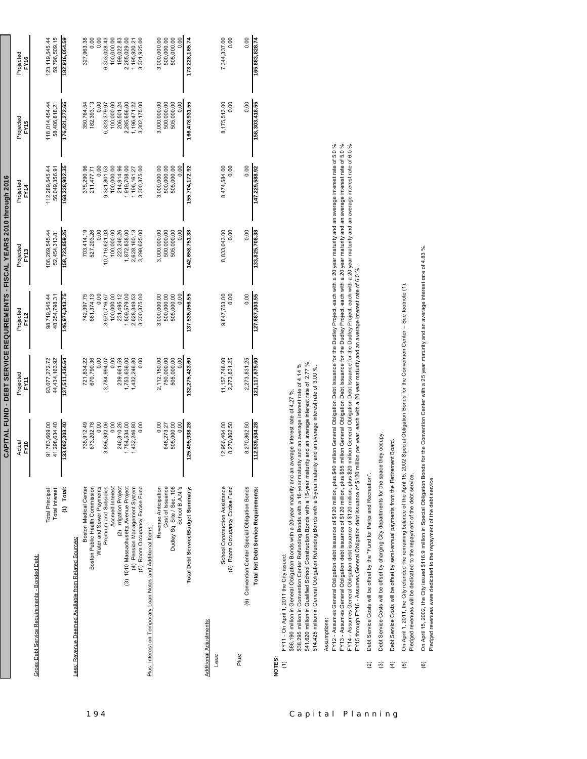# CAPITAL FUND - DEBT SERVICE REQUIREMENTS - FISCAL YEARS 2010 through 2016

| | Actual FY10 | Projected FY11 | Projected FY12 | Projected FY13 | Projected FY14 | Projected FY15 | Projected FY16 |
|---|---|---|---|---|---|---|---|
| **Gross Debt Service Requirements - Bonded Debt:** | | | | | | | |
| Total Principal: | 91,783,669.00 | 93,077,272.72 | 98,719,545.44 | 106,269,545.44 | 112,289,545.44 | 118,014,454.44 | 123,119,545.44 |
| Total Interest: | 41,298,634.40 | 44,434,163.92 | 48,254,798.31 | 52,454,313.81 | 56,049,356.91 | 58,406,818.21 | 59,796,509.15 |
| **(1) Total:** | **133,082,303.40** | **137,511,436.64** | **146,974,343.75** | **158,723,859.25** | **168,338,902.35** | **176,421,272.65** | **182,916,054.59** |
| **Less: Revenue Deemed Available from Related Sources:** | | | | | | | |
| Boston Medical Center | 735,912.49 | 721,834.22 | 742,397.75 | 703,414.19 | 375,290.96 | 350,764.54 | 327,963.38 |
| Boston Public Health Commission | 673,202.78 | 670,790.36 | 661,374.13 | 527,203.26 | 211,477.71 | 182,393.13 | 0.00 |
| Water and Sewer Payments | 0.00 | 0.00 | 0.00 | 0.00 | 0.00 | 0.00 | 0.00 |
| Premium and Subsidies | 3,896,932.06 | 3,784,994.07 | 3,970,716.67 | 10,716,621.03 | 9,321,801.53 | 6,323,379.97 | 6,303,028.43 |
| Accrued Interest | 0.00 | 0.00 | 100,000.00 | 100,000.00 | 100,000.00 | 100,000.00 | 100,000.00 |
| (2) Irrigation Project | 246,810.26 | 239,661.59 | 231,495.12 | 223,246.26 | 214,914.96 | 206,501.24 | 199,022.83 |
| (3) 1010 Massachusetts Avenue Project | 1,754,534.00 | 1,753,636.00 | 1,809,579.00 | 1,872,838.00 | 1,919,708.00 | 2,285,656.00 | 2,265,029.00 |
| (4) Pension Management System | 1,432,246.80 | 1,432,246.80 | 2,628,349.53 | 2,628,160.13 | 1,196,161.27 | 1,196,471.22 | 1,195,920.21 |
| (5) Room Occupancy Excise Fund | 0.00 | 0.00 | 3,300,375.00 | 3,298,625.00 | 3,300,375.00 | 3,302,175.00 | 3,301,925.00 |
| **Plus: Interest on Temporary Loan Notes and Additional Items:** | | | | | | | |
| Revenue Anticipation | 0.00 | 2,112,150.00 | 3,000,000.00 | 3,000,000.00 | 3,000,000.00 | 3,000,000.00 | 3,000,000.00 |
| Cost of Issuance | 648,273.27 | 750,000.00 | 500,000.00 | 500,000.00 | 500,000.00 | 500,000.00 | 500,000.00 |
| Dudley Sq. Site / Sec. 108 | 505,000.00 | 505,000.00 | 505,000.00 | 505,000.00 | 505,000.00 | 505,000.00 | 505,000.00 |
| School B.A.N.'s | 0.00 | 0.00 | 0.00 | 0.00 | 0.00 | 0.00 | 0.00 |
| **Total Debt Service/Budget Summary:** | **125,495,938.28** | **132,275,423.60** | **137,535,056.55** | **142,658,751.38** | **155,704,172.92** | **166,478,931.55** | **173,228,165.74** |
| **Additional Adjustments:** | | | | | | | |
| Less: | | | | | | | |
| School Construction Assistance | 12,956,404.00 | 11,157,748.00 | 9,847,753.00 | 8,833,043.00 | 8,474,584.00 | 8,175,513.00 | 7,344,337.00 |
| (6) Room Occupancy Excise Fund | 8,270,862.50 | 2,273,831.25 | 0.00 | 0.00 | 0.00 | 0.00 | 0.00 |
| Plus: | | | | | | | |
| (6) Convention Center Special Obligation Bonds | 8,270,862.50 | 2,273,831.25 | 0.00 | 0.00 | 0.00 | 0.00 | 0.00 |
| **Total Net Debt Service Requirements:** | **112,539,534.28** | **121,117,675.60** | **127,687,303.55** | **133,825,708.38** | **147,229,588.92** | **158,303,418.55** | **165,883,828.74** |

**NOTES:**

(1) FY11 - On April 1, 2011 the City issued:
$86.190 million in General Obligation Bonds with a 20-year maturity and an average interest rate of 4.27 %.
$38.295 million in Convention Center Refunding Bonds with a 16-year maturity and an average interest rate of 4.14 %.
$41.620 million in Qualified School Construction Bonds with a 15-year maturity and an average interest rate of 2.77 %.
$14.425 million in General Obligation Refunding Bonds with a 5-year maturity and an average interest rate of 3.00 %.

Assumptions:
FY12 - Assumes General Obligation debt issuance of $120 million, plus $40 million General Obligation Debt Issuance for the Dudley Project, each with a 20 year maturity and an average interest rate of 5.0 %.
FY13 - Assumes General Obligation debt issuance of $120 million, plus $55 million General Obligation Debt Issuance for the Dudley Project, each with a 20 year maturity and an average interest rate of 5.0 %.
FY14 - Assumes General Obligation debt issuance of $120 million, plus $20 million General Obligation Debt Issuance for the Dudley Project, each with a 20 year maturity and an average interest rate of 6.0 %.
FY15 through FY16 - Assumes General Obligation debt issuance of $120 million per year, each with a 20 year maturity and an average interest rate of 6.0 %.

(2) Debt Service Costs will be offset by the "Fund for Parks and Recreation".

(3) Debt Service Costs will be offset by charging City departments for the space they occupy.

(4) Debt Service Costs will be offset by semi-annual payments from the Retirement Board.

(5) On April 1, 2011, the City refunded the remaining balance of the April 15, 2002 Special Obligation Bonds for the Convention Center -- See footnote (1).
Pledged revenues will be dedicated to the repayment of the debt service.

(6) On April 15, 2002, the City issued $116.9 million in Special Obligation Bonds for the Convention Center with a 25 year maturity and an average interest rate of 4.83 %.
Pledged revenues were dedicated to the repayment of the debt service.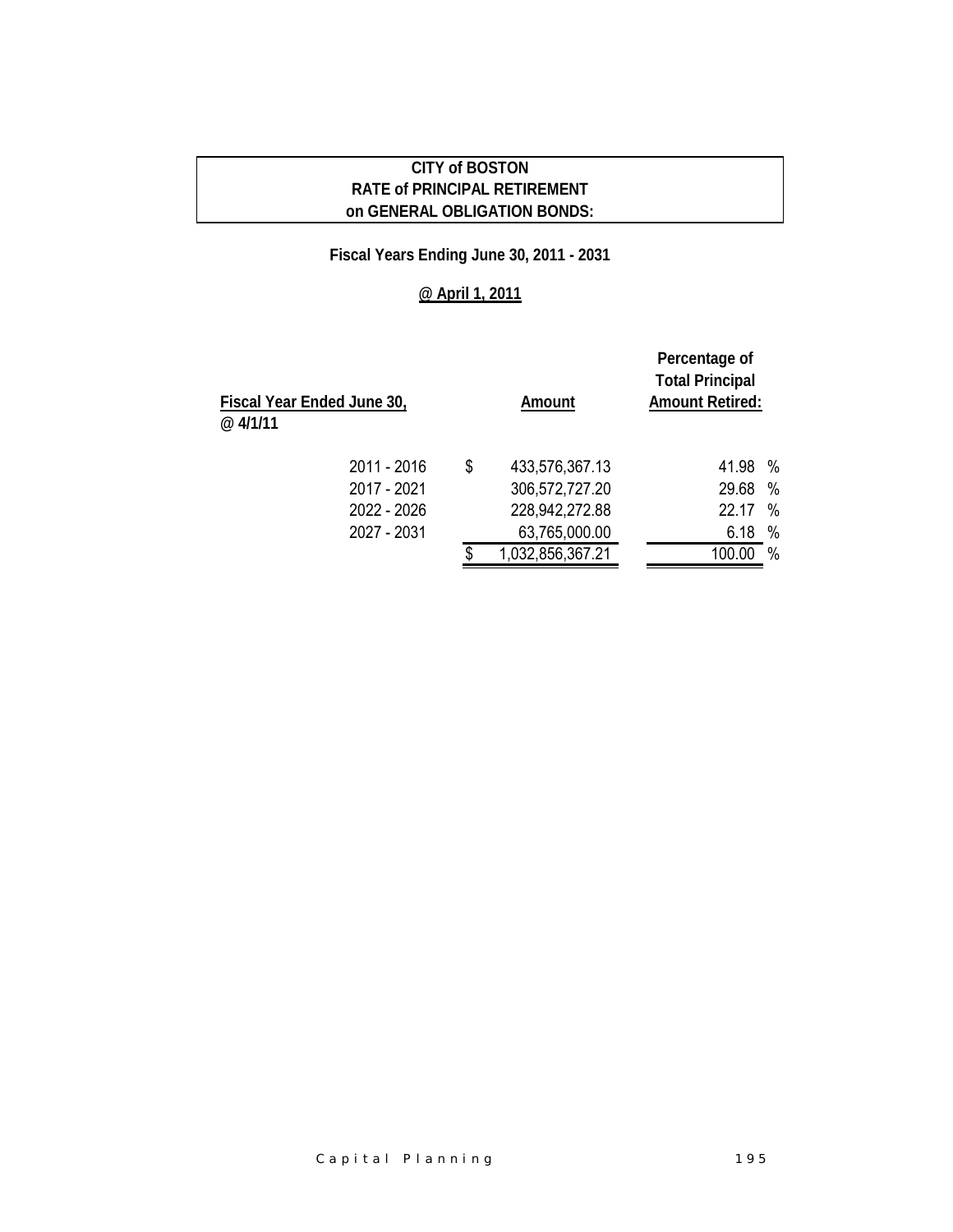**CITY of BOSTON**
**RATE of PRINCIPAL RETIREMENT**
**on GENERAL OBLIGATION BONDS:**

**Fiscal Years Ending June 30, 2011 - 2031**

**@ April 1, 2011**

| Fiscal Year Ended June 30, @ 4/1/11 | | Amount | Percentage of Total Principal Amount Retired: | |
|---|---|---|---|---|
| 2011 - 2016 | $ | 433,576,367.13 | 41.98 | % |
| 2017 - 2021 | | 306,572,727.20 | 29.68 | % |
| 2022 - 2026 | | 228,942,272.88 | 22.17 | % |
| 2027 - 2031 | | 63,765,000.00 | 6.18 | % |
| | $ | 1,032,856,367.21 | 100.00 | % |